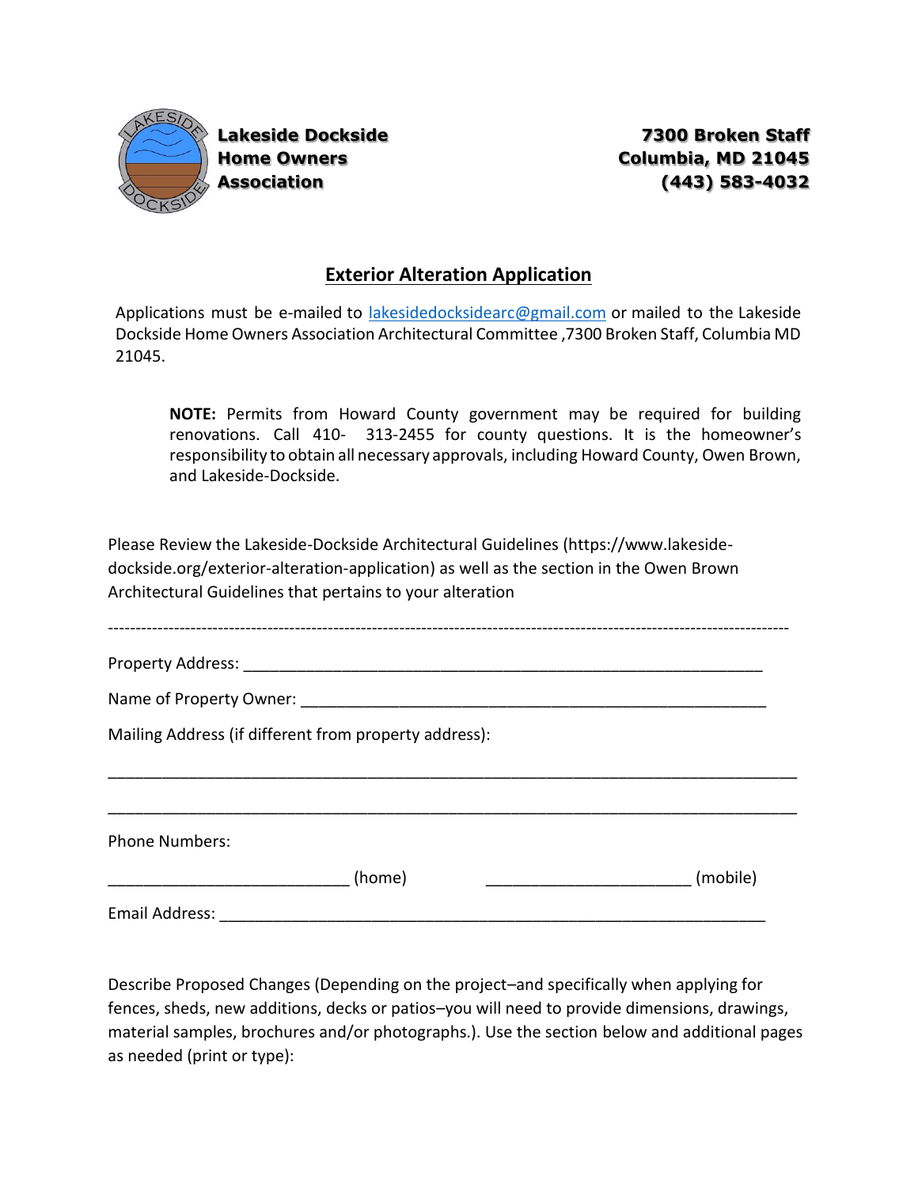**Lakeside Dockside Home Owners Association**

**7300 Broken Staff**
**Columbia, MD 21045**
**(443) 583-4032**

## Exterior Alteration Application

Applications must be e-mailed to lakesidedocksidearc@gmail.com or mailed to the Lakeside Dockside Home Owners Association Architectural Committee ,7300 Broken Staff, Columbia MD 21045.

> **NOTE:** Permits from Howard County government may be required for building renovations. Call 410- 313-2455 for county questions. It is the homeowner's responsibility to obtain all necessary approvals, including Howard County, Owen Brown, and Lakeside-Dockside.

Please Review the Lakeside-Dockside Architectural Guidelines (https://www.lakeside-dockside.org/exterior-alteration-application) as well as the section in the Owen Brown Architectural Guidelines that pertains to your alteration

---

Property Address: ____________________________________________________________

Name of Property Owner: ______________________________________________________

Mailing Address (if different from property address):

________________________________________________________________________________

________________________________________________________________________________

Phone Numbers:

___________________________ (home)          _______________________ (mobile)

Email Address: ______________________________________________________________

Describe Proposed Changes (Depending on the project–and specifically when applying for fences, sheds, new additions, decks or patios–you will need to provide dimensions, drawings, material samples, brochures and/or photographs.). Use the section below and additional pages as needed (print or type):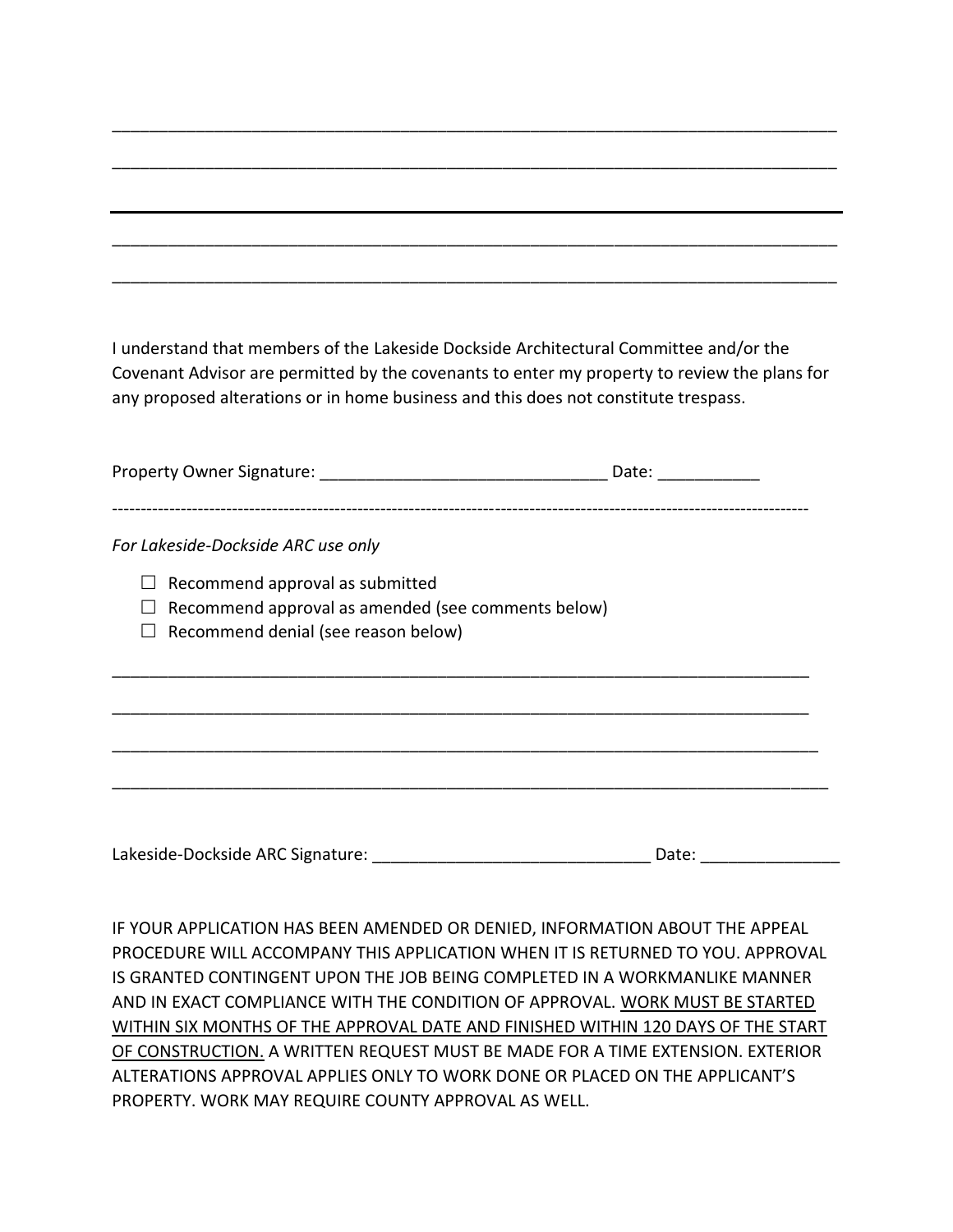\_\_\_\_\_\_\_\_\_\_\_\_\_\_\_\_\_\_\_\_\_\_\_\_\_\_\_\_\_\_\_\_\_\_\_\_\_\_\_\_\_\_\_\_\_\_\_\_\_\_\_\_\_\_\_\_\_\_\_\_\_\_\_\_\_\_\_\_\_\_\_\_\_\_\_\_

\_\_\_\_\_\_\_\_\_\_\_\_\_\_\_\_\_\_\_\_\_\_\_\_\_\_\_\_\_\_\_\_\_\_\_\_\_\_\_\_\_\_\_\_\_\_\_\_\_\_\_\_\_\_\_\_\_\_\_\_\_\_\_\_\_\_\_\_\_\_\_\_\_\_\_\_

---

\_\_\_\_\_\_\_\_\_\_\_\_\_\_\_\_\_\_\_\_\_\_\_\_\_\_\_\_\_\_\_\_\_\_\_\_\_\_\_\_\_\_\_\_\_\_\_\_\_\_\_\_\_\_\_\_\_\_\_\_\_\_\_\_\_\_\_\_\_\_\_\_\_\_\_\_

\_\_\_\_\_\_\_\_\_\_\_\_\_\_\_\_\_\_\_\_\_\_\_\_\_\_\_\_\_\_\_\_\_\_\_\_\_\_\_\_\_\_\_\_\_\_\_\_\_\_\_\_\_\_\_\_\_\_\_\_\_\_\_\_\_\_\_\_\_\_\_\_\_\_\_\_

I understand that members of the Lakeside Dockside Architectural Committee and/or the Covenant Advisor are permitted by the covenants to enter my property to review the plans for any proposed alterations or in home business and this does not constitute trespass.

Property Owner Signature: \_\_\_\_\_\_\_\_\_\_\_\_\_\_\_\_\_\_\_\_\_\_\_\_\_\_\_\_\_\_ Date: \_\_\_\_\_\_\_\_\_\_\_

---

*For Lakeside-Dockside ARC use only*

☐ Recommend approval as submitted
☐ Recommend approval as amended (see comments below)
☐ Recommend denial (see reason below)

\_\_\_\_\_\_\_\_\_\_\_\_\_\_\_\_\_\_\_\_\_\_\_\_\_\_\_\_\_\_\_\_\_\_\_\_\_\_\_\_\_\_\_\_\_\_\_\_\_\_\_\_\_\_\_\_\_\_\_\_\_\_\_\_\_\_\_\_\_\_\_\_\_\_\_

\_\_\_\_\_\_\_\_\_\_\_\_\_\_\_\_\_\_\_\_\_\_\_\_\_\_\_\_\_\_\_\_\_\_\_\_\_\_\_\_\_\_\_\_\_\_\_\_\_\_\_\_\_\_\_\_\_\_\_\_\_\_\_\_\_\_\_\_\_\_\_\_\_\_\_

\_\_\_\_\_\_\_\_\_\_\_\_\_\_\_\_\_\_\_\_\_\_\_\_\_\_\_\_\_\_\_\_\_\_\_\_\_\_\_\_\_\_\_\_\_\_\_\_\_\_\_\_\_\_\_\_\_\_\_\_\_\_\_\_\_\_\_\_\_\_\_\_\_\_\_

\_\_\_\_\_\_\_\_\_\_\_\_\_\_\_\_\_\_\_\_\_\_\_\_\_\_\_\_\_\_\_\_\_\_\_\_\_\_\_\_\_\_\_\_\_\_\_\_\_\_\_\_\_\_\_\_\_\_\_\_\_\_\_\_\_\_\_\_\_\_\_\_\_\_\_

Lakeside-Dockside ARC Signature: \_\_\_\_\_\_\_\_\_\_\_\_\_\_\_\_\_\_\_\_\_\_\_\_\_\_\_\_\_\_ Date: \_\_\_\_\_\_\_\_\_\_\_\_\_\_\_

IF YOUR APPLICATION HAS BEEN AMENDED OR DENIED, INFORMATION ABOUT THE APPEAL PROCEDURE WILL ACCOMPANY THIS APPLICATION WHEN IT IS RETURNED TO YOU. APPROVAL IS GRANTED CONTINGENT UPON THE JOB BEING COMPLETED IN A WORKMANLIKE MANNER AND IN EXACT COMPLIANCE WITH THE CONDITION OF APPROVAL. <u>WORK MUST BE STARTED WITHIN SIX MONTHS OF THE APPROVAL DATE AND FINISHED WITHIN 120 DAYS OF THE START OF CONSTRUCTION.</u> A WRITTEN REQUEST MUST BE MADE FOR A TIME EXTENSION. EXTERIOR ALTERATIONS APPROVAL APPLIES ONLY TO WORK DONE OR PLACED ON THE APPLICANT'S PROPERTY. WORK MAY REQUIRE COUNTY APPROVAL AS WELL.